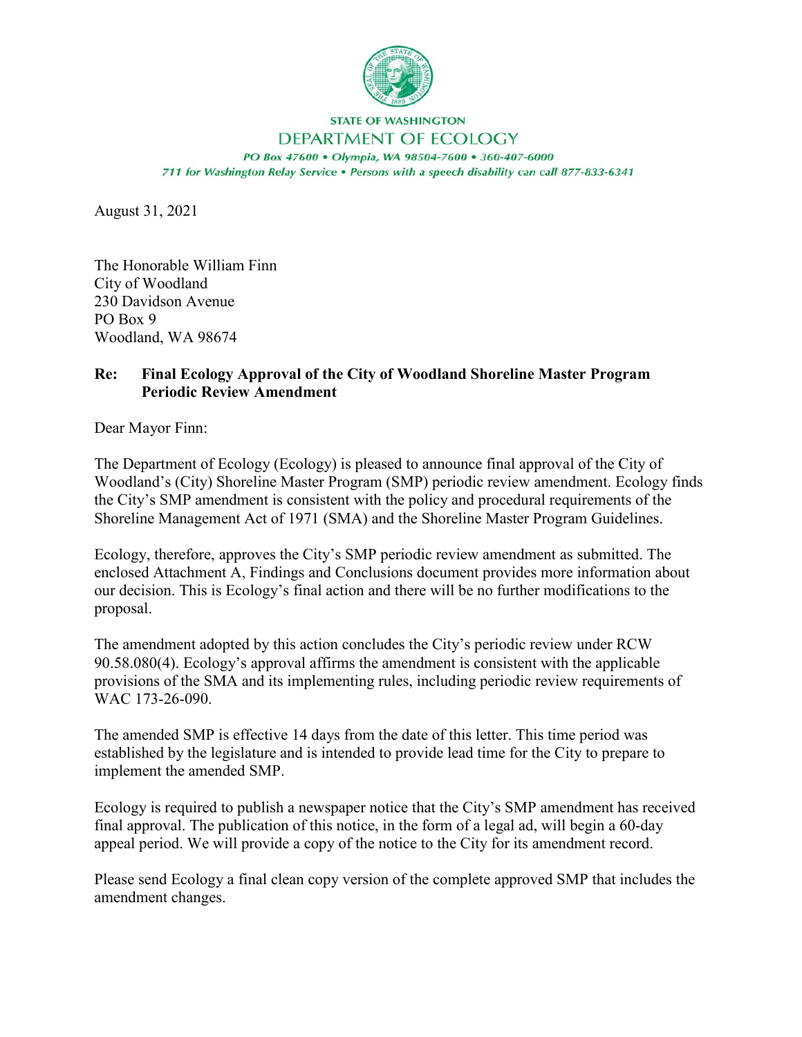STATE OF WASHINGTON
DEPARTMENT OF ECOLOGY

*PO Box 47600 • Olympia, WA 98504-7600 • 360-407-6000*
*711 for Washington Relay Service • Persons with a speech disability can call 877-833-6341*

August 31, 2021

The Honorable William Finn
City of Woodland
230 Davidson Avenue
PO Box 9
Woodland, WA 98674

**Re: Final Ecology Approval of the City of Woodland Shoreline Master Program Periodic Review Amendment**

Dear Mayor Finn:

The Department of Ecology (Ecology) is pleased to announce final approval of the City of Woodland's (City) Shoreline Master Program (SMP) periodic review amendment. Ecology finds the City's SMP amendment is consistent with the policy and procedural requirements of the Shoreline Management Act of 1971 (SMA) and the Shoreline Master Program Guidelines.

Ecology, therefore, approves the City's SMP periodic review amendment as submitted. The enclosed Attachment A, Findings and Conclusions document provides more information about our decision. This is Ecology's final action and there will be no further modifications to the proposal.

The amendment adopted by this action concludes the City's periodic review under RCW 90.58.080(4). Ecology's approval affirms the amendment is consistent with the applicable provisions of the SMA and its implementing rules, including periodic review requirements of WAC 173-26-090.

The amended SMP is effective 14 days from the date of this letter. This time period was established by the legislature and is intended to provide lead time for the City to prepare to implement the amended SMP.

Ecology is required to publish a newspaper notice that the City's SMP amendment has received final approval. The publication of this notice, in the form of a legal ad, will begin a 60-day appeal period. We will provide a copy of the notice to the City for its amendment record.

Please send Ecology a final clean copy version of the complete approved SMP that includes the amendment changes.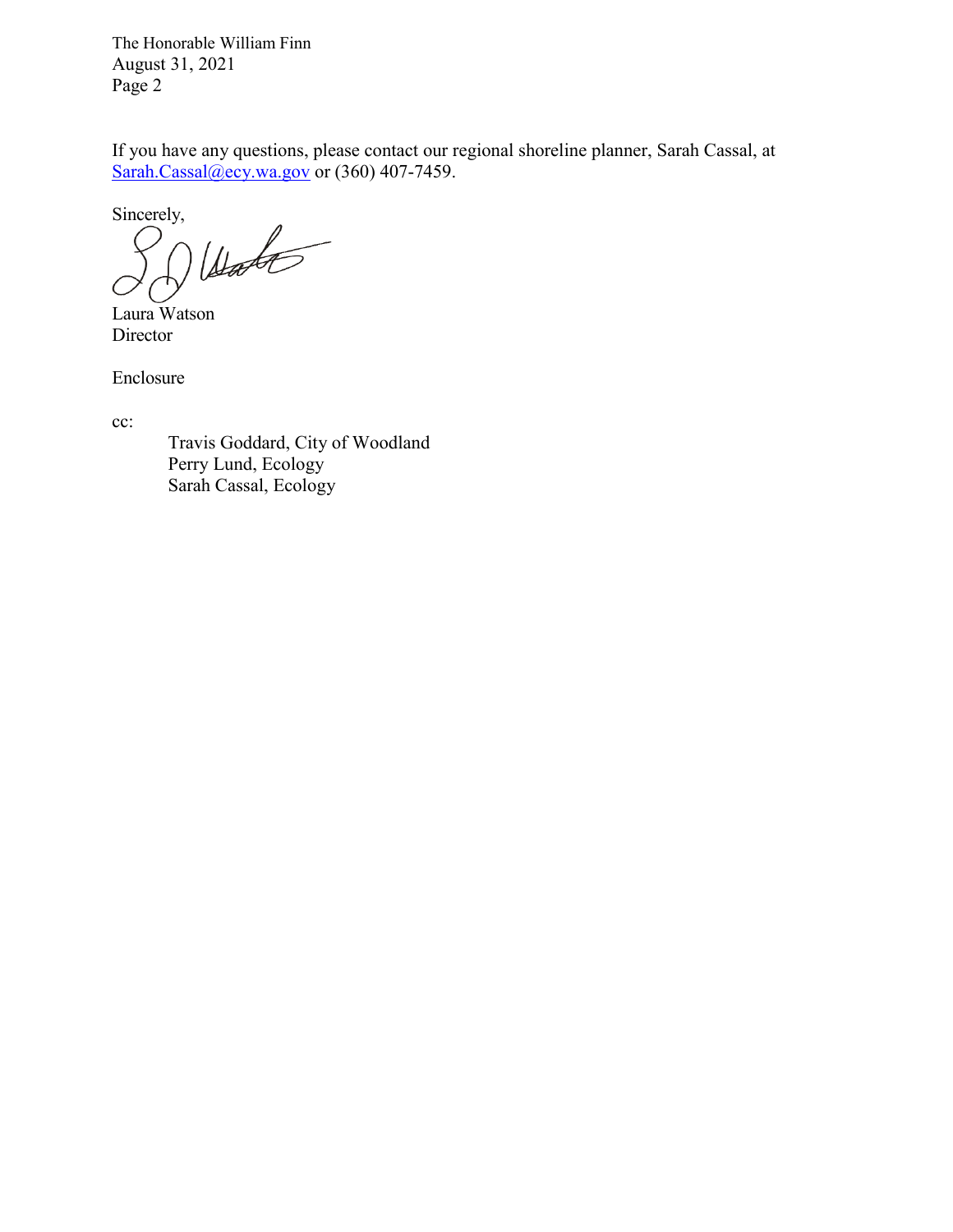If you have any questions, please contact our regional shoreline planner, Sarah Cassal, at Sarah.Cassal@ecy.wa.gov or (360) 407-7459.

Sincerely,

Laura Watson
Director

Enclosure

cc:

Travis Goddard, City of Woodland
Perry Lund, Ecology
Sarah Cassal, Ecology